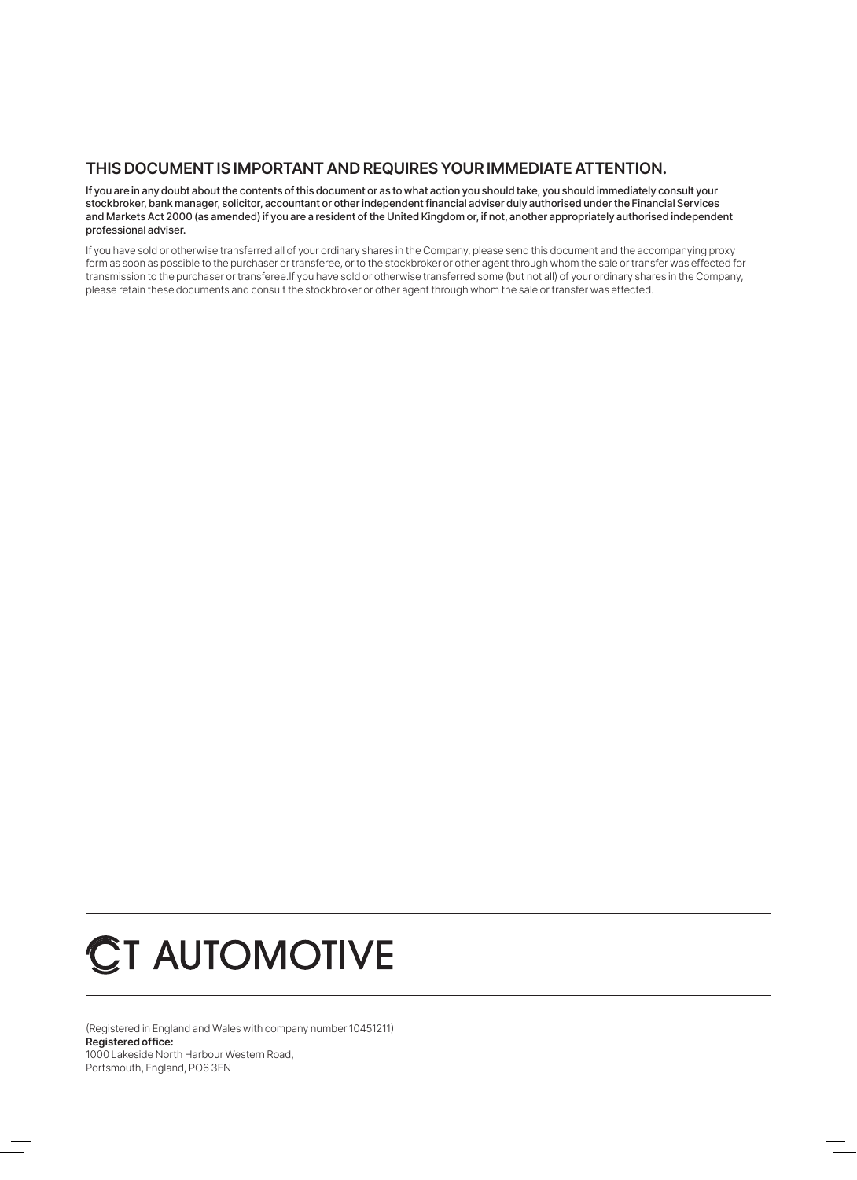## THIS DOCUMENT IS IMPORTANT AND REQUIRES YOUR IMMEDIATE ATTENTION.

**If you are in any doubt about the contents of this document or as to what action you should take, you should immediately consult your stockbroker, bank manager, solicitor, accountant or other independent financial adviser duly authorised under the Financial Services and Markets Act 2000 (as amended) if you are a resident of the United Kingdom or, if not, another appropriately authorised independent professional adviser.**

If you have sold or otherwise transferred all of your ordinary shares in the Company, please send this document and the accompanying proxy form as soon as possible to the purchaser or transferee, or to the stockbroker or other agent through whom the sale or transfer was effected for transmission to the purchaser or transferee.If you have sold or otherwise transferred some (but not all) of your ordinary shares in the Company, please retain these documents and consult the stockbroker or other agent through whom the sale or transfer was effected.

# CT AUTOMOTIVE

(Registered in England and Wales with company number 10451211)
**Registered office:**
1000 Lakeside North Harbour Western Road,
Portsmouth, England, PO6 3EN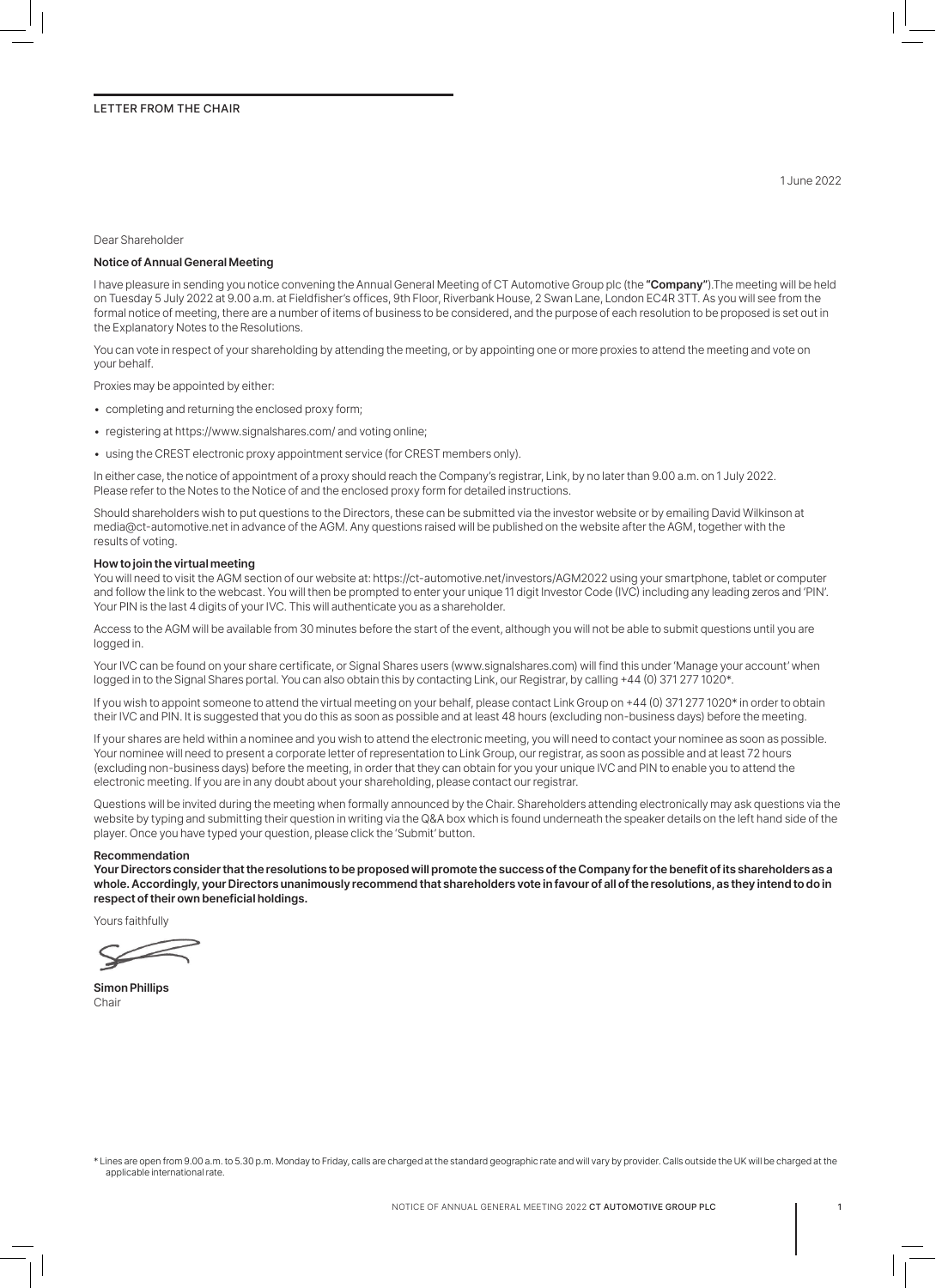## LETTER FROM THE CHAIR

1 June 2022

Dear Shareholder

**Notice of Annual General Meeting**

I have pleasure in sending you notice convening the Annual General Meeting of CT Automotive Group plc (the **"Company"**).The meeting will be held on Tuesday 5 July 2022 at 9.00 a.m. at Fieldfisher's offices, 9th Floor, Riverbank House, 2 Swan Lane, London EC4R 3TT. As you will see from the formal notice of meeting, there are a number of items of business to be considered, and the purpose of each resolution to be proposed is set out in the Explanatory Notes to the Resolutions.

You can vote in respect of your shareholding by attending the meeting, or by appointing one or more proxies to attend the meeting and vote on your behalf.

Proxies may be appointed by either:

- completing and returning the enclosed proxy form;
- registering at https://www.signalshares.com/ and voting online;
- using the CREST electronic proxy appointment service (for CREST members only).

In either case, the notice of appointment of a proxy should reach the Company's registrar, Link, by no later than 9.00 a.m. on 1 July 2022. Please refer to the Notes to the Notice of and the enclosed proxy form for detailed instructions.

Should shareholders wish to put questions to the Directors, these can be submitted via the investor website or by emailing David Wilkinson at media@ct-automotive.net in advance of the AGM. Any questions raised will be published on the website after the AGM, together with the results of voting.

**How to join the virtual meeting**

You will need to visit the AGM section of our website at: https://ct-automotive.net/investors/AGM2022 using your smartphone, tablet or computer and follow the link to the webcast. You will then be prompted to enter your unique 11 digit Investor Code (IVC) including any leading zeros and 'PIN'. Your PIN is the last 4 digits of your IVC. This will authenticate you as a shareholder.

Access to the AGM will be available from 30 minutes before the start of the event, although you will not be able to submit questions until you are logged in.

Your IVC can be found on your share certificate, or Signal Shares users (www.signalshares.com) will find this under 'Manage your account' when logged in to the Signal Shares portal. You can also obtain this by contacting Link, our Registrar, by calling +44 (0) 371 277 1020*.

If you wish to appoint someone to attend the virtual meeting on your behalf, please contact Link Group on +44 (0) 371 277 1020* in order to obtain their IVC and PIN. It is suggested that you do this as soon as possible and at least 48 hours (excluding non-business days) before the meeting.

If your shares are held within a nominee and you wish to attend the electronic meeting, you will need to contact your nominee as soon as possible. Your nominee will need to present a corporate letter of representation to Link Group, our registrar, as soon as possible and at least 72 hours (excluding non-business days) before the meeting, in order that they can obtain for you your unique IVC and PIN to enable you to attend the electronic meeting. If you are in any doubt about your shareholding, please contact our registrar.

Questions will be invited during the meeting when formally announced by the Chair. Shareholders attending electronically may ask questions via the website by typing and submitting their question in writing via the Q&A box which is found underneath the speaker details on the left hand side of the player. Once you have typed your question, please click the 'Submit' button.

**Recommendation**

**Your Directors consider that the resolutions to be proposed will promote the success of the Company for the benefit of its shareholders as a whole. Accordingly, your Directors unanimously recommend that shareholders vote in favour of all of the resolutions, as they intend to do in respect of their own beneficial holdings.**

Yours faithfully

**Simon Phillips**
Chair

* Lines are open from 9.00 a.m. to 5.30 p.m. Monday to Friday, calls are charged at the standard geographic rate and will vary by provider. Calls outside the UK will be charged at the applicable international rate.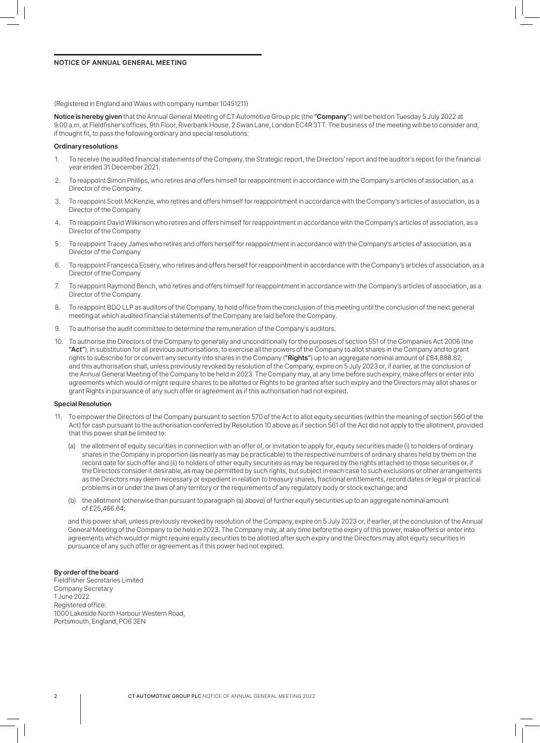## NOTICE OF ANNUAL GENERAL MEETING

(Registered in England and Wales with company number 10451211)

**Notice is hereby given** that the Annual General Meeting of CT Automotive Group plc (the **"Company"**) will be held on Tuesday 5 July 2022 at 9.00 a.m. at Fieldfisher's offices, 9th Floor, Riverbank House, 2 Swan Lane, London EC4R 3TT. The business of the meeting will be to consider and, if thought fit, to pass the following ordinary and special resolutions:

### Ordinary resolutions

1. To receive the audited financial statements of the Company, the Strategic report, the Directors' report and the auditor's report for the financial year ended 31 December 2021.
2. To reappoint Simon Phillips, who retires and offers himself for reappointment in accordance with the Company's articles of association, as a Director of the Company.
3. To reappoint Scott McKenzie, who retires and offers himself for reappointment in accordance with the Company's articles of association, as a Director of the Company
4. To reappoint David Wilkinson who retires and offers himself for reappointment in accordance with the Company's articles of association, as a Director of the Company
5. To reappoint Tracey James who retires and offers herself for reappointment in accordance with the Company's articles of association, as a Director of the Company
6. To reappoint Francesca Ecsery, who retires and offers herself for reappointment in accordance with the Company's articles of association, as a Director of the Company
7. To reappoint Raymond Bench, who retires and offers himself for reappointment in accordance with the Company's articles of association, as a Director of the Company.
8. To reappoint BDO LLP as auditors of the Company, to hold office from the conclusion of this meeting until the conclusion of the next general meeting at which audited financial statements of the Company are laid before the Company.
9. To authorise the audit committee to determine the remuneration of the Company's auditors.
10. To authorise the Directors of the Company to generally and unconditionally for the purposes of section 551 of the Companies Act 2006 (the **"Act"**), in substitution for all previous authorisations, to exercise all the powers of the Company to allot shares in the Company and to grant rights to subscribe for or convert any security into shares in the Company (**"Rights"**) up to an aggregate nominal amount of £84,888.82; and this authorisation shall, unless previously revoked by resolution of the Company, expire on 5 July 2023 or, if earlier, at the conclusion of the Annual General Meeting of the Company to be held in 2023. The Company may, at any time before such expiry, make offers or enter into agreements which would or might require shares to be allotted or Rights to be granted after such expiry and the Directors may allot shares or grant Rights in pursuance of any such offer or agreement as if this authorisation had not expired.

### Special Resolution

11. To empower the Directors of the Company pursuant to section 570 of the Act to allot equity securities (within the meaning of section 560 of the Act) for cash pursuant to the authorisation conferred by Resolution 10 above as if section 561 of the Act did not apply to the allotment, provided that this power shall be limited to:

    (a) the allotment of equity securities in connection with an offer of, or invitation to apply for, equity securities made (i) to holders of ordinary shares in the Company in proportion (as nearly as may be practicable) to the respective numbers of ordinary shares held by them on the record date for such offer and (ii) to holders of other equity securities as may be required by the rights attached to those securities or, if the Directors consider it desirable, as may be permitted by such rights, but subject in each case to such exclusions or other arrangements as the Directors may deem necessary or expedient in relation to treasury shares, fractional entitlements, record dates or legal or practical problems in or under the laws of any territory or the requirements of any regulatory body or stock exchange; and

    (b) the allotment (otherwise than pursuant to paragraph (a) above) of further equity securities up to an aggregate nominal amount of £25,466.64;

    and this power shall, unless previously revoked by resolution of the Company, expire on 5 July 2023 or, if earlier, at the conclusion of the Annual General Meeting of the Company to be held in 2023. The Company may, at any time before the expiry of this power, make offers or enter into agreements which would or might require equity securities to be allotted after such expiry and the Directors may allot equity securities in pursuance of any such offer or agreement as if this power had not expired.

**By order of the board**
Fieldfisher Secretaries Limited
Company Secretary
1 June 2022
Registered office:
1000 Lakeside North Harbour Western Road,
Portsmouth, England, PO6 3EN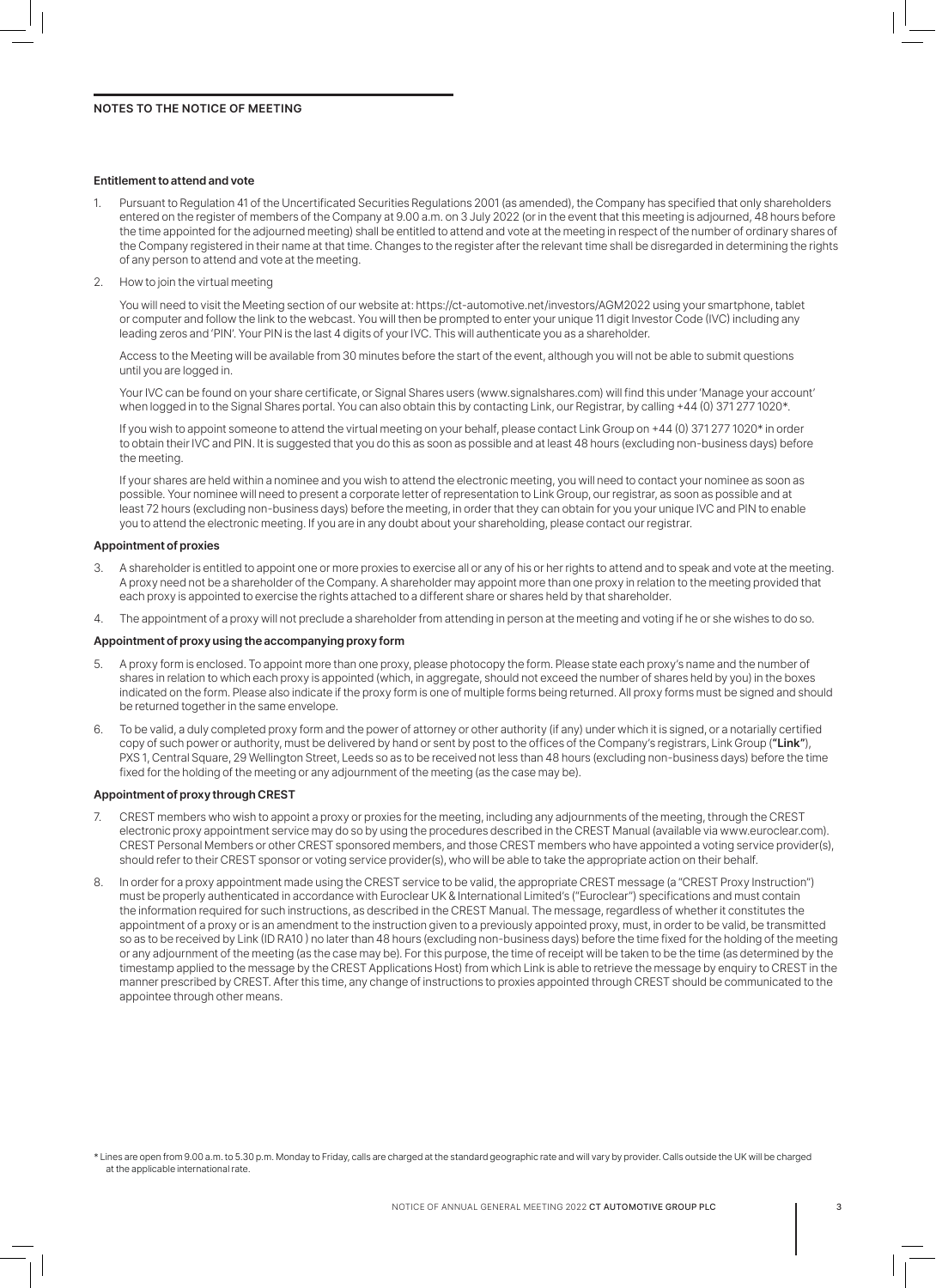## NOTES TO THE NOTICE OF MEETING

### Entitlement to attend and vote

1. Pursuant to Regulation 41 of the Uncertificated Securities Regulations 2001 (as amended), the Company has specified that only shareholders entered on the register of members of the Company at 9.00 a.m. on 3 July 2022 (or in the event that this meeting is adjourned, 48 hours before the time appointed for the adjourned meeting) shall be entitled to attend and vote at the meeting in respect of the number of ordinary shares of the Company registered in their name at that time. Changes to the register after the relevant time shall be disregarded in determining the rights of any person to attend and vote at the meeting.

2. How to join the virtual meeting

   You will need to visit the Meeting section of our website at: https://ct-automotive.net/investors/AGM2022 using your smartphone, tablet or computer and follow the link to the webcast. You will then be prompted to enter your unique 11 digit Investor Code (IVC) including any leading zeros and 'PIN'. Your PIN is the last 4 digits of your IVC. This will authenticate you as a shareholder.

   Access to the Meeting will be available from 30 minutes before the start of the event, although you will not be able to submit questions until you are logged in.

   Your IVC can be found on your share certificate, or Signal Shares users (www.signalshares.com) will find this under 'Manage your account' when logged in to the Signal Shares portal. You can also obtain this by contacting Link, our Registrar, by calling +44 (0) 371 277 1020*.

   If you wish to appoint someone to attend the virtual meeting on your behalf, please contact Link Group on +44 (0) 371 277 1020* in order to obtain their IVC and PIN. It is suggested that you do this as soon as possible and at least 48 hours (excluding non-business days) before the meeting.

   If your shares are held within a nominee and you wish to attend the electronic meeting, you will need to contact your nominee as soon as possible. Your nominee will need to present a corporate letter of representation to Link Group, our registrar, as soon as possible and at least 72 hours (excluding non-business days) before the meeting, in order that they can obtain for you your unique IVC and PIN to enable you to attend the electronic meeting. If you are in any doubt about your shareholding, please contact our registrar.

### Appointment of proxies

3. A shareholder is entitled to appoint one or more proxies to exercise all or any of his or her rights to attend and to speak and vote at the meeting. A proxy need not be a shareholder of the Company. A shareholder may appoint more than one proxy in relation to the meeting provided that each proxy is appointed to exercise the rights attached to a different share or shares held by that shareholder.

4. The appointment of a proxy will not preclude a shareholder from attending in person at the meeting and voting if he or she wishes to do so.

### Appointment of proxy using the accompanying proxy form

5. A proxy form is enclosed. To appoint more than one proxy, please photocopy the form. Please state each proxy's name and the number of shares in relation to which each proxy is appointed (which, in aggregate, should not exceed the number of shares held by you) in the boxes indicated on the form. Please also indicate if the proxy form is one of multiple forms being returned. All proxy forms must be signed and should be returned together in the same envelope.

6. To be valid, a duly completed proxy form and the power of attorney or other authority (if any) under which it is signed, or a notarially certified copy of such power or authority, must be delivered by hand or sent by post to the offices of the Company's registrars, Link Group (**"Link"**), PXS 1, Central Square, 29 Wellington Street, Leeds so as to be received not less than 48 hours (excluding non-business days) before the time fixed for the holding of the meeting or any adjournment of the meeting (as the case may be).

### Appointment of proxy through CREST

7. CREST members who wish to appoint a proxy or proxies for the meeting, including any adjournments of the meeting, through the CREST electronic proxy appointment service may do so by using the procedures described in the CREST Manual (available via www.euroclear.com). CREST Personal Members or other CREST sponsored members, and those CREST members who have appointed a voting service provider(s), should refer to their CREST sponsor or voting service provider(s), who will be able to take the appropriate action on their behalf.

8. In order for a proxy appointment made using the CREST service to be valid, the appropriate CREST message (a "CREST Proxy Instruction") must be properly authenticated in accordance with Euroclear UK & International Limited's ("Euroclear") specifications and must contain the information required for such instructions, as described in the CREST Manual. The message, regardless of whether it constitutes the appointment of a proxy or is an amendment to the instruction given to a previously appointed proxy, must, in order to be valid, be transmitted so as to be received by Link (ID RA10 ) no later than 48 hours (excluding non-business days) before the time fixed for the holding of the meeting or any adjournment of the meeting (as the case may be). For this purpose, the time of receipt will be taken to be the time (as determined by the timestamp applied to the message by the CREST Applications Host) from which Link is able to retrieve the message by enquiry to CREST in the manner prescribed by CREST. After this time, any change of instructions to proxies appointed through CREST should be communicated to the appointee through other means.

\* Lines are open from 9.00 a.m. to 5.30 p.m. Monday to Friday, calls are charged at the standard geographic rate and will vary by provider. Calls outside the UK will be charged at the applicable international rate.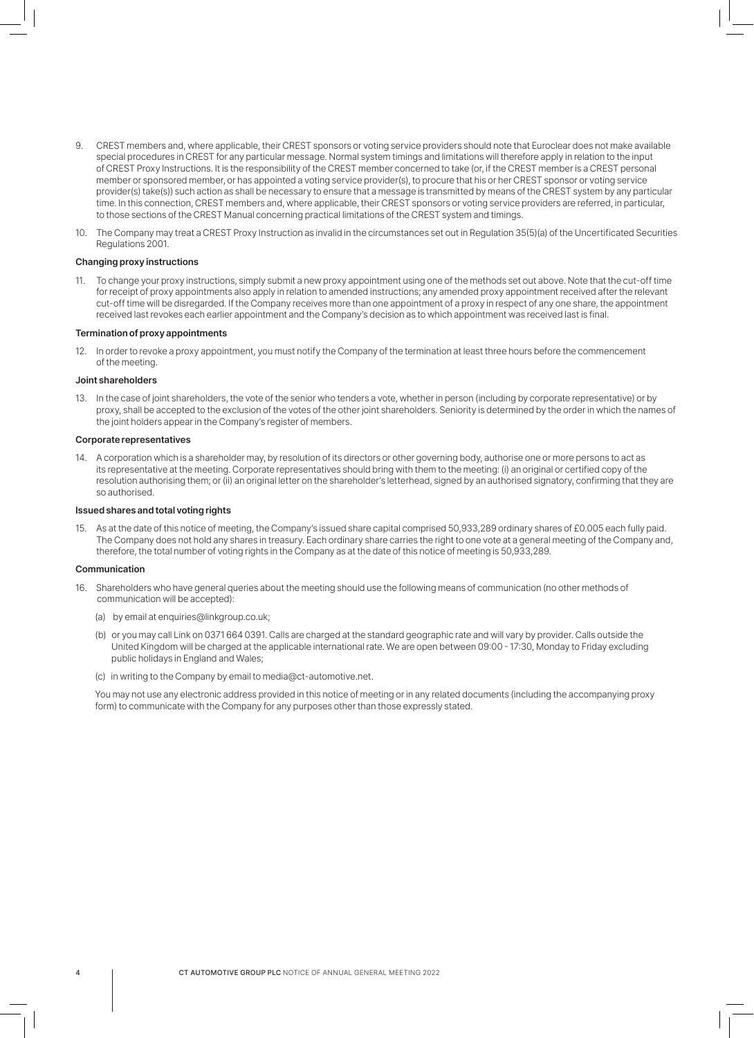9. CREST members and, where applicable, their CREST sponsors or voting service providers should note that Euroclear does not make available special procedures in CREST for any particular message. Normal system timings and limitations will therefore apply in relation to the input of CREST Proxy Instructions. It is the responsibility of the CREST member concerned to take (or, if the CREST member is a CREST personal member or sponsored member, or has appointed a voting service provider(s), to procure that his or her CREST sponsor or voting service provider(s) take(s)) such action as shall be necessary to ensure that a message is transmitted by means of the CREST system by any particular time. In this connection, CREST members and, where applicable, their CREST sponsors or voting service providers are referred, in particular, to those sections of the CREST Manual concerning practical limitations of the CREST system and timings.

10. The Company may treat a CREST Proxy Instruction as invalid in the circumstances set out in Regulation 35(5)(a) of the Uncertificated Securities Regulations 2001.

**Changing proxy instructions**

11. To change your proxy instructions, simply submit a new proxy appointment using one of the methods set out above. Note that the cut-off time for receipt of proxy appointments also apply in relation to amended instructions; any amended proxy appointment received after the relevant cut-off time will be disregarded. If the Company receives more than one appointment of a proxy in respect of any one share, the appointment received last revokes each earlier appointment and the Company's decision as to which appointment was received last is final.

**Termination of proxy appointments**

12. In order to revoke a proxy appointment, you must notify the Company of the termination at least three hours before the commencement of the meeting.

**Joint shareholders**

13. In the case of joint shareholders, the vote of the senior who tenders a vote, whether in person (including by corporate representative) or by proxy, shall be accepted to the exclusion of the votes of the other joint shareholders. Seniority is determined by the order in which the names of the joint holders appear in the Company's register of members.

**Corporate representatives**

14. A corporation which is a shareholder may, by resolution of its directors or other governing body, authorise one or more persons to act as its representative at the meeting. Corporate representatives should bring with them to the meeting: (i) an original or certified copy of the resolution authorising them; or (ii) an original letter on the shareholder's letterhead, signed by an authorised signatory, confirming that they are so authorised.

**Issued shares and total voting rights**

15. As at the date of this notice of meeting, the Company's issued share capital comprised 50,933,289 ordinary shares of £0.005 each fully paid. The Company does not hold any shares in treasury. Each ordinary share carries the right to one vote at a general meeting of the Company and, therefore, the total number of voting rights in the Company as at the date of this notice of meeting is 50,933,289.

**Communication**

16. Shareholders who have general queries about the meeting should use the following means of communication (no other methods of communication will be accepted):

    (a) by email at enquiries@linkgroup.co.uk;

    (b) or you may call Link on 0371 664 0391. Calls are charged at the standard geographic rate and will vary by provider. Calls outside the United Kingdom will be charged at the applicable international rate. We are open between 09:00 - 17:30, Monday to Friday excluding public holidays in England and Wales;

    (c) in writing to the Company by email to media@ct-automotive.net.

    You may not use any electronic address provided in this notice of meeting or in any related documents (including the accompanying proxy form) to communicate with the Company for any purposes other than those expressly stated.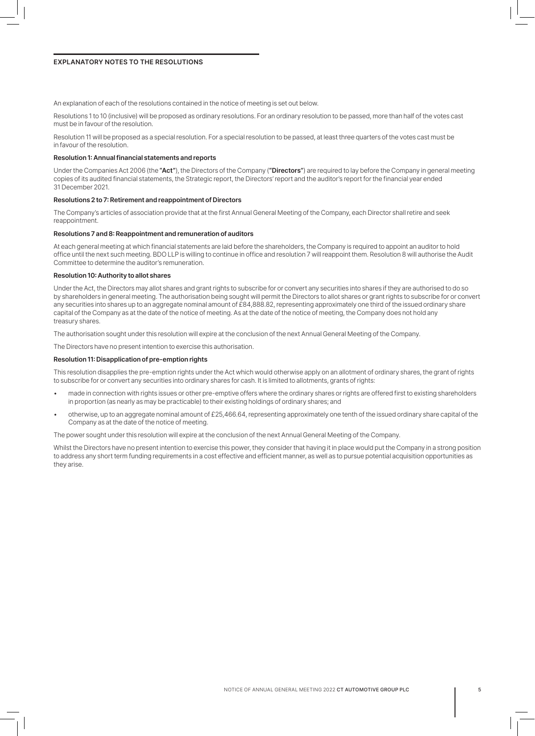## EXPLANATORY NOTES TO THE RESOLUTIONS

An explanation of each of the resolutions contained in the notice of meeting is set out below.

Resolutions 1 to 10 (inclusive) will be proposed as ordinary resolutions. For an ordinary resolution to be passed, more than half of the votes cast must be in favour of the resolution.

Resolution 11 will be proposed as a special resolution. For a special resolution to be passed, at least three quarters of the votes cast must be in favour of the resolution.

### Resolution 1: Annual financial statements and reports

Under the Companies Act 2006 (the **"Act"**), the Directors of the Company (**"Directors"**) are required to lay before the Company in general meeting copies of its audited financial statements, the Strategic report, the Directors' report and the auditor's report for the financial year ended 31 December 2021.

### Resolutions 2 to 7: Retirement and reappointment of Directors

The Company's articles of association provide that at the first Annual General Meeting of the Company, each Director shall retire and seek reappointment.

### Resolutions 7 and 8: Reappointment and remuneration of auditors

At each general meeting at which financial statements are laid before the shareholders, the Company is required to appoint an auditor to hold office until the next such meeting. BDO LLP is willing to continue in office and resolution 7 will reappoint them. Resolution 8 will authorise the Audit Committee to determine the auditor's remuneration.

### Resolution 10: Authority to allot shares

Under the Act, the Directors may allot shares and grant rights to subscribe for or convert any securities into shares if they are authorised to do so by shareholders in general meeting. The authorisation being sought will permit the Directors to allot shares or grant rights to subscribe for or convert any securities into shares up to an aggregate nominal amount of £84,888.82, representing approximately one third of the issued ordinary share capital of the Company as at the date of the notice of meeting. As at the date of the notice of meeting, the Company does not hold any treasury shares.

The authorisation sought under this resolution will expire at the conclusion of the next Annual General Meeting of the Company.

The Directors have no present intention to exercise this authorisation.

### Resolution 11: Disapplication of pre-emption rights

This resolution disapplies the pre-emption rights under the Act which would otherwise apply on an allotment of ordinary shares, the grant of rights to subscribe for or convert any securities into ordinary shares for cash. It is limited to allotments, grants of rights:

- made in connection with rights issues or other pre-emptive offers where the ordinary shares or rights are offered first to existing shareholders in proportion (as nearly as may be practicable) to their existing holdings of ordinary shares; and
- otherwise, up to an aggregate nominal amount of £25,466.64, representing approximately one tenth of the issued ordinary share capital of the Company as at the date of the notice of meeting.

The power sought under this resolution will expire at the conclusion of the next Annual General Meeting of the Company.

Whilst the Directors have no present intention to exercise this power, they consider that having it in place would put the Company in a strong position to address any short term funding requirements in a cost effective and efficient manner, as well as to pursue potential acquisition opportunities as they arise.